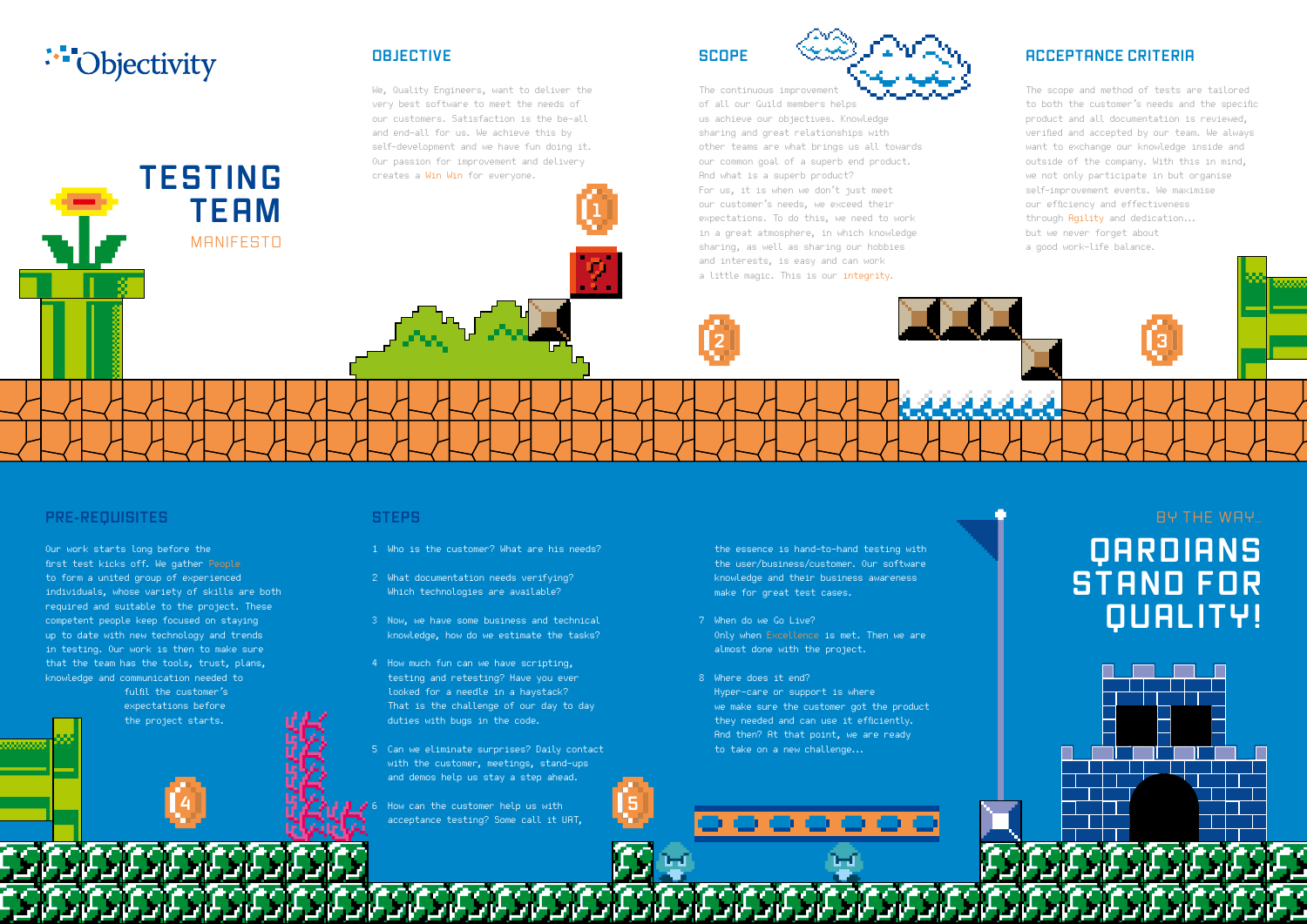Objectivity

# TESTING TEAM

MANIFESTO

## OBJECTIVE

We, Quality Engineers, want to deliver the very best software to meet the needs of our customers. Satisfaction is the be-all and end-all for us. We achieve this by self-development and we have fun doing it. Our passion for improvement and delivery creates a Win Win for everyone.

## SCOPE

The continuous improvement of all our Guild members helps us achieve our objectives. Knowledge sharing and great relationships with other teams are what brings us all towards our common goal of a superb end product. And what is a superb product? For us, it is when we don't just meet our customer's needs, we exceed their expectations. To do this, we need to work in a great atmosphere, in which knowledge sharing, as well as sharing our hobbies and interests, is easy and can work a little magic. This is our integrity.

## ACCEPTANCE CRITERIA

The scope and method of tests are tailored to both the customer's needs and the specific product and all documentation is reviewed, verified and accepted by our team. We always want to exchange our knowledge inside and outside of the company. With this in mind, we not only participate in but organise self-improvement events. We maximise our efficiency and effectiveness through Agility and dedication... but we never forget about a good work-life balance.

## PRE-REQUISITES

Our work starts long before the first test kicks off. We gather People to form a united group of experienced individuals, whose variety of skills are both required and suitable to the project. These competent people keep focused on staying up to date with new technology and trends in testing. Our work is then to make sure that the team has the tools, trust, plans, knowledge and communication needed to fulfil the customer's expectations before the project starts.

## STEPS

1. Who is the customer? What are his needs?
2. What documentation needs verifying? Which technologies are available?
3. Now, we have some business and technical knowledge, how do we estimate the tasks?
4. How much fun can we have scripting, testing and retesting? Have you ever looked for a needle in a haystack? That is the challenge of our day to day duties with bugs in the code.
5. Can we eliminate surprises? Daily contact with the customer, meetings, stand-ups and demos help us stay a step ahead.
6. How can the customer help us with acceptance testing? Some call it UAT, the essence is hand-to-hand testing with the user/business/customer. Our software knowledge and their business awareness make for great test cases.
7. When do we Go Live? Only when Excellence is met. Then we are almost done with the project.
8. Where does it end? Hyper-care or support is where we make sure the customer got the product they needed and can use it efficiently. And then? At that point, we are ready to take on a new challenge...

BY THE WAY...

# QARDIANS STAND FOR QUALITY!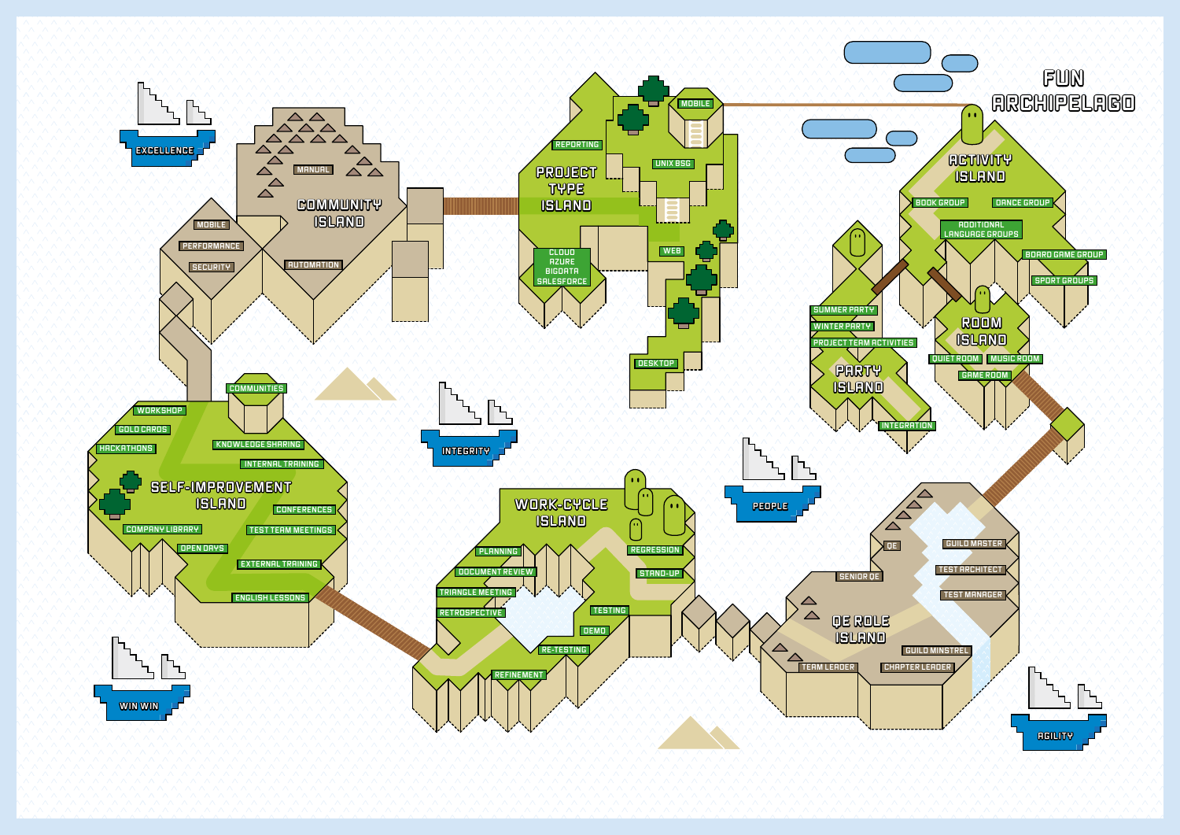# FUN ARCHIPELAGO

EXCELLENCE

## COMMUNITY ISLAND

MANUAL

MOBILE

PERFORMANCE

SECURITY

AUTOMATION

## PROJECT TYPE ISLAND

MOBILE

REPORTING

UNIX BSG

CLOUD AZURE BIGDATA SALESFORCE

WEB

DESKTOP

## ACTIVITY ISLAND

BOOK GROUP

DANCE GROUP

ADDITIONAL LANGUAGE GROUPS

BOARD GAME GROUP

SPORT GROUPS

## ROOM ISLAND

QUIET ROOM

MUSIC ROOM

GAME ROOM

## PARTY ISLAND

SUMMER PARTY

WINTER PARTY

PROJECT TEAM ACTIVITIES

INTEGRATION

## SELF-IMPROVEMENT ISLAND

COMMUNITIES

WORKSHOP

GOLD CARDS

HACKATHONS

KNOWLEDGE SHARING

INTERNAL TRAINING

CONFERENCES

TEST TEAM MEETINGS

COMPANY LIBRARY

OPEN DAYS

EXTERNAL TRAINING

ENGLISH LESSONS

INTEGRITY

PEOPLE

## WORK-CYCLE ISLAND

PLANNING

DOCUMENT REVIEW

TRIANGLE MEETING

RETROSPECTIVE

REGRESSION

STAND-UP

TESTING

DEMO

RE-TESTING

REFINEMENT

## QE ROLE ISLAND

QE

SENIOR QE

GUILD MASTER

TEST ARCHITECT

TEST MANAGER

GUILD MINSTREL

TEAM LEADER

CHAPTER LEADER

WIN WIN

AGILITY